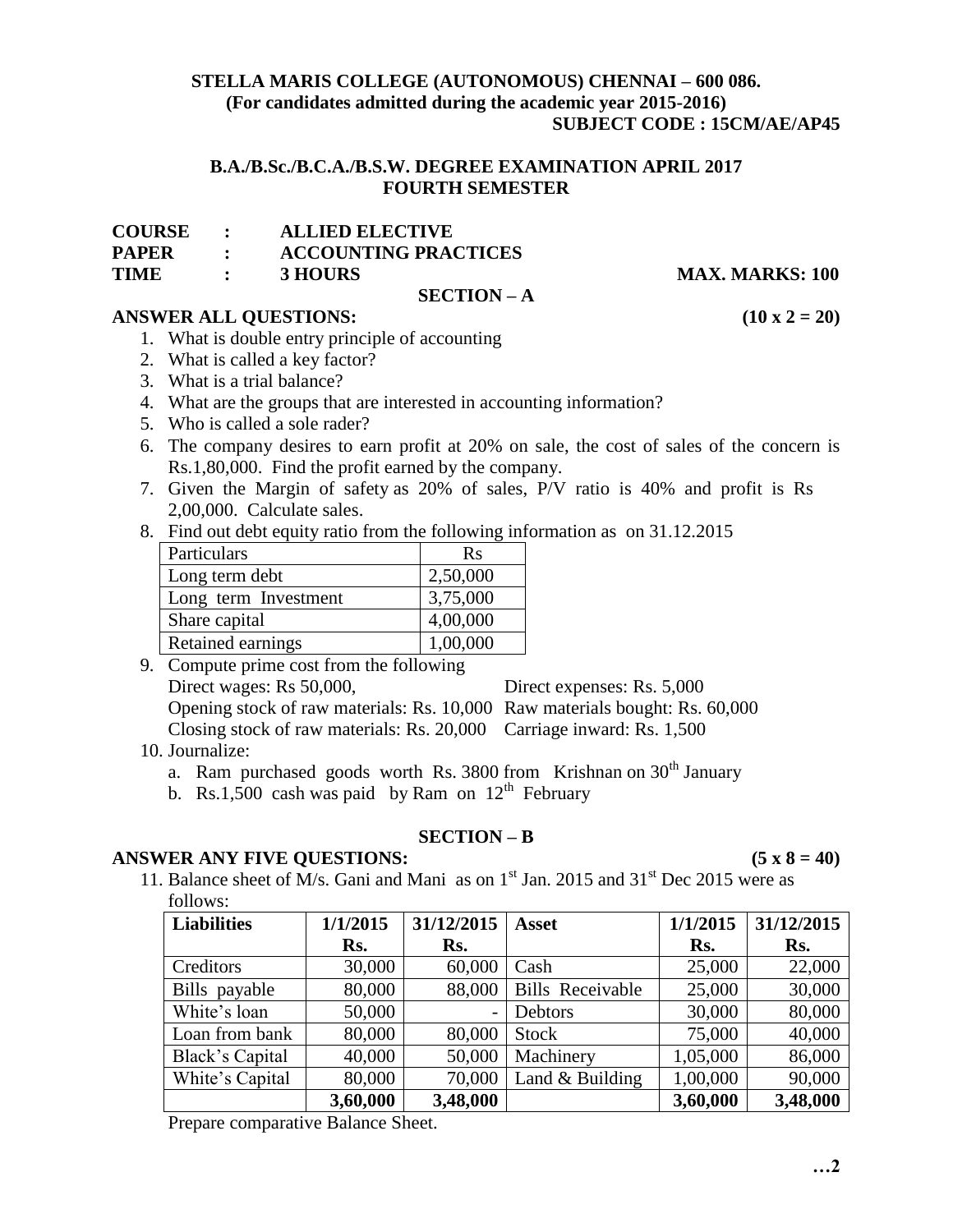**STELLA MARIS COLLEGE (AUTONOMOUS) CHENNAI – 600 086.**
**(For candidates admitted during the academic year 2015-2016)**
**SUBJECT CODE : 15CM/AE/AP45**

**B.A./B.Sc./B.C.A./B.S.W. DEGREE EXAMINATION APRIL 2017**
**FOURTH SEMESTER**

**COURSE : ALLIED ELECTIVE**
**PAPER : ACCOUNTING PRACTICES**
**TIME : 3 HOURS** **MAX. MARKS: 100**

## SECTION – A

**ANSWER ALL QUESTIONS: (10 x 2 = 20)**

1. What is double entry principle of accounting
2. What is called a key factor?
3. What is a trial balance?
4. What are the groups that are interested in accounting information?
5. Who is called a sole rader?
6. The company desires to earn profit at 20% on sale, the cost of sales of the concern is Rs.1,80,000. Find the profit earned by the company.
7. Given the Margin of safety as 20% of sales, P/V ratio is 40% and profit is Rs 2,00,000. Calculate sales.
8. Find out debt equity ratio from the following information as on 31.12.2015

| Particulars | Rs |
|---|---|
| Long term debt | 2,50,000 |
| Long term Investment | 3,75,000 |
| Share capital | 4,00,000 |
| Retained earnings | 1,00,000 |

9. Compute prime cost from the following
   Direct wages: Rs 50,000, Direct expenses: Rs. 5,000
   Opening stock of raw materials: Rs. 10,000 Raw materials bought: Rs. 60,000
   Closing stock of raw materials: Rs. 20,000 Carriage inward: Rs. 1,500
10. Journalize:
    a. Ram purchased goods worth Rs. 3800 from Krishnan on 30th January
    b. Rs.1,500 cash was paid by Ram on 12th February

## SECTION – B

**ANSWER ANY FIVE QUESTIONS: (5 x 8 = 40)**

11. Balance sheet of M/s. Gani and Mani as on 1st Jan. 2015 and 31st Dec 2015 were as follows:

| Liabilities | 1/1/2015 Rs. | 31/12/2015 Rs. | Asset | 1/1/2015 Rs. | 31/12/2015 Rs. |
|---|---|---|---|---|---|
| Creditors | 30,000 | 60,000 | Cash | 25,000 | 22,000 |
| Bills payable | 80,000 | 88,000 | Bills Receivable | 25,000 | 30,000 |
| White's loan | 50,000 | - | Debtors | 30,000 | 80,000 |
| Loan from bank | 80,000 | 80,000 | Stock | 75,000 | 40,000 |
| Black's Capital | 40,000 | 50,000 | Machinery | 1,05,000 | 86,000 |
| White's Capital | 80,000 | 70,000 | Land & Building | 1,00,000 | 90,000 |
| | **3,60,000** | **3,48,000** | | **3,60,000** | **3,48,000** |

Prepare comparative Balance Sheet.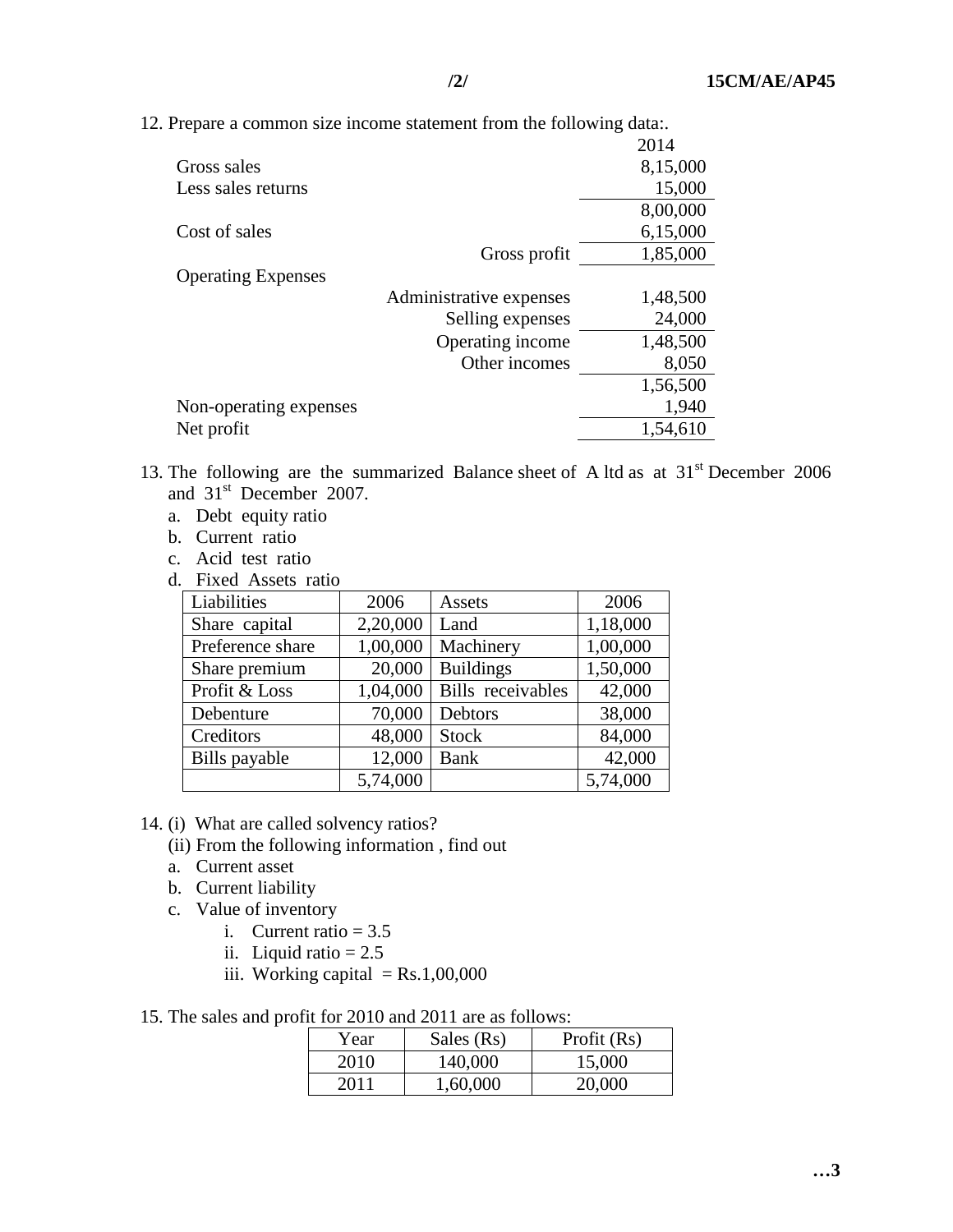12. Prepare a common size income statement from the following data:.

| | | 2014 |
|---|---|---|
| Gross sales | | 8,15,000 |
| Less sales returns | | 15,000 |
| | | 8,00,000 |
| Cost of sales | | 6,15,000 |
| | Gross profit | 1,85,000 |
| Operating Expenses | | |
| | Administrative expenses | 1,48,500 |
| | Selling expenses | 24,000 |
| | Operating income | 1,48,500 |
| | Other incomes | 8,050 |
| | | 1,56,500 |
| Non-operating expenses | | 1,940 |
| Net profit | | 1,54,610 |

13. The following are the summarized Balance sheet of A ltd as at 31st December 2006 and 31st December 2007.
   a. Debt equity ratio
   b. Current ratio
   c. Acid test ratio
   d. Fixed Assets ratio

| Liabilities | 2006 | Assets | 2006 |
|---|---|---|---|
| Share capital | 2,20,000 | Land | 1,18,000 |
| Preference share | 1,00,000 | Machinery | 1,00,000 |
| Share premium | 20,000 | Buildings | 1,50,000 |
| Profit & Loss | 1,04,000 | Bills receivables | 42,000 |
| Debenture | 70,000 | Debtors | 38,000 |
| Creditors | 48,000 | Stock | 84,000 |
| Bills payable | 12,000 | Bank | 42,000 |
| | 5,74,000 | | 5,74,000 |

14. (i) What are called solvency ratios?
   (ii) From the following information , find out
   a. Current asset
   b. Current liability
   c. Value of inventory
      i. Current ratio = 3.5
      ii. Liquid ratio = 2.5
      iii. Working capital = Rs.1,00,000

15. The sales and profit for 2010 and 2011 are as follows:

| Year | Sales (Rs) | Profit (Rs) |
|---|---|---|
| 2010 | 140,000 | 15,000 |
| 2011 | 1,60,000 | 20,000 |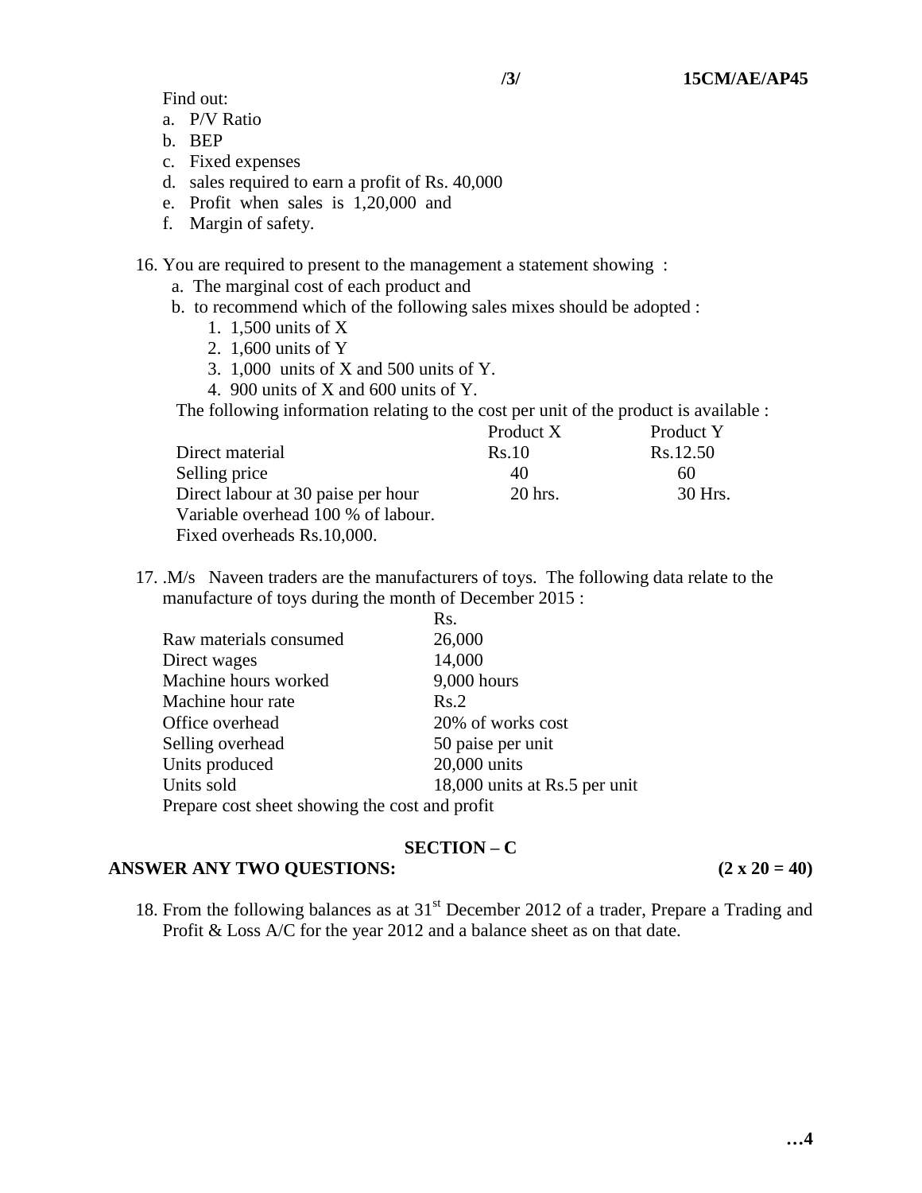Find out:

a. P/V Ratio
b. BEP
c. Fixed expenses
d. sales required to earn a profit of Rs. 40,000
e. Profit when sales is 1,20,000 and
f. Margin of safety.

16. You are required to present to the management a statement showing :

    a. The marginal cost of each product and
    b. to recommend which of the following sales mixes should be adopted :
        1. 1,500 units of X
        2. 1,600 units of Y
        3. 1,000 units of X and 500 units of Y.
        4. 900 units of X and 600 units of Y.

    The following information relating to the cost per unit of the product is available :

| | Product X | Product Y |
|---|---|---|
| Direct material | Rs.10 | Rs.12.50 |
| Selling price | 40 | 60 |
| Direct labour at 30 paise per hour | 20 hrs. | 30 Hrs. |
| Variable overhead 100 % of labour. | | |
| Fixed overheads Rs.10,000. | | |

17. .M/s Naveen traders are the manufacturers of toys. The following data relate to the manufacture of toys during the month of December 2015 :

| | Rs. |
|---|---|
| Raw materials consumed | 26,000 |
| Direct wages | 14,000 |
| Machine hours worked | 9,000 hours |
| Machine hour rate | Rs.2 |
| Office overhead | 20% of works cost |
| Selling overhead | 50 paise per unit |
| Units produced | 20,000 units |
| Units sold | 18,000 units at Rs.5 per unit |

Prepare cost sheet showing the cost and profit

## SECTION – C

**ANSWER ANY TWO QUESTIONS: (2 x 20 = 40)**

18. From the following balances as at 31st December 2012 of a trader, Prepare a Trading and Profit & Loss A/C for the year 2012 and a balance sheet as on that date.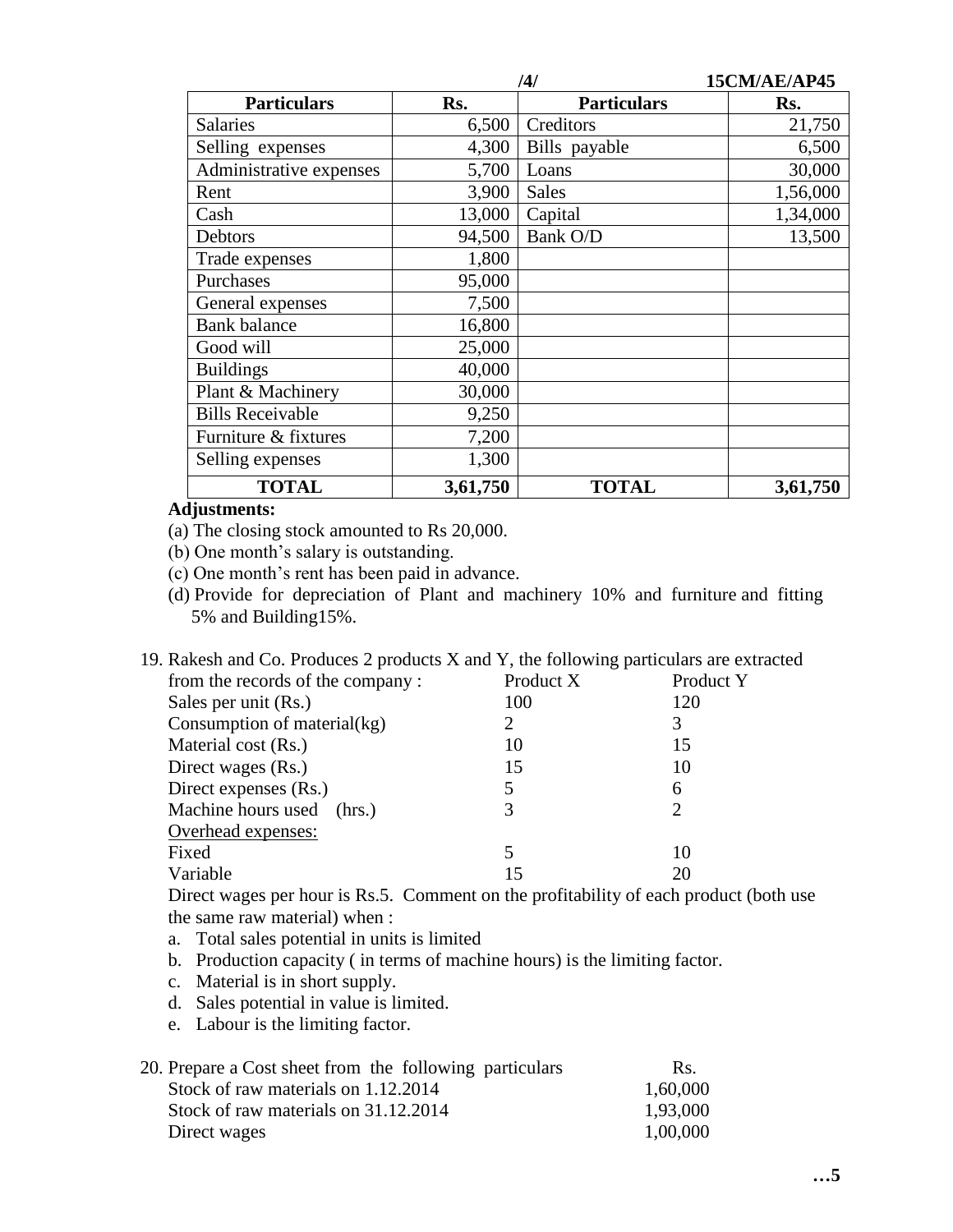| Particulars | Rs. | Particulars | Rs. |
|---|---|---|---|
| Salaries | 6,500 | Creditors | 21,750 |
| Selling expenses | 4,300 | Bills payable | 6,500 |
| Administrative expenses | 5,700 | Loans | 30,000 |
| Rent | 3,900 | Sales | 1,56,000 |
| Cash | 13,000 | Capital | 1,34,000 |
| Debtors | 94,500 | Bank O/D | 13,500 |
| Trade expenses | 1,800 | | |
| Purchases | 95,000 | | |
| General expenses | 7,500 | | |
| Bank balance | 16,800 | | |
| Good will | 25,000 | | |
| Buildings | 40,000 | | |
| Plant & Machinery | 30,000 | | |
| Bills Receivable | 9,250 | | |
| Furniture & fixtures | 7,200 | | |
| Selling expenses | 1,300 | | |
| **TOTAL** | **3,61,750** | **TOTAL** | **3,61,750** |

**Adjustments:**

(a) The closing stock amounted to Rs 20,000.

(b) One month's salary is outstanding.

(c) One month's rent has been paid in advance.

(d) Provide for depreciation of Plant and machinery 10% and furniture and fitting 5% and Building15%.

19. Rakesh and Co. Produces 2 products X and Y, the following particulars are extracted from the records of the company :

| | Product X | Product Y |
|---|---|---|
| Sales per unit (Rs.) | 100 | 120 |
| Consumption of material(kg) | 2 | 3 |
| Material cost (Rs.) | 10 | 15 |
| Direct wages (Rs.) | 15 | 10 |
| Direct expenses (Rs.) | 5 | 6 |
| Machine hours used (hrs.) | 3 | 2 |
| Overhead expenses: | | |
| Fixed | 5 | 10 |
| Variable | 15 | 20 |

Direct wages per hour is Rs.5. Comment on the profitability of each product (both use the same raw material) when :

a. Total sales potential in units is limited
b. Production capacity ( in terms of machine hours) is the limiting factor.
c. Material is in short supply.
d. Sales potential in value is limited.
e. Labour is the limiting factor.

20. Prepare a Cost sheet from the following particulars

| | Rs. |
|---|---|
| Stock of raw materials on 1.12.2014 | 1,60,000 |
| Stock of raw materials on 31.12.2014 | 1,93,000 |
| Direct wages | 1,00,000 |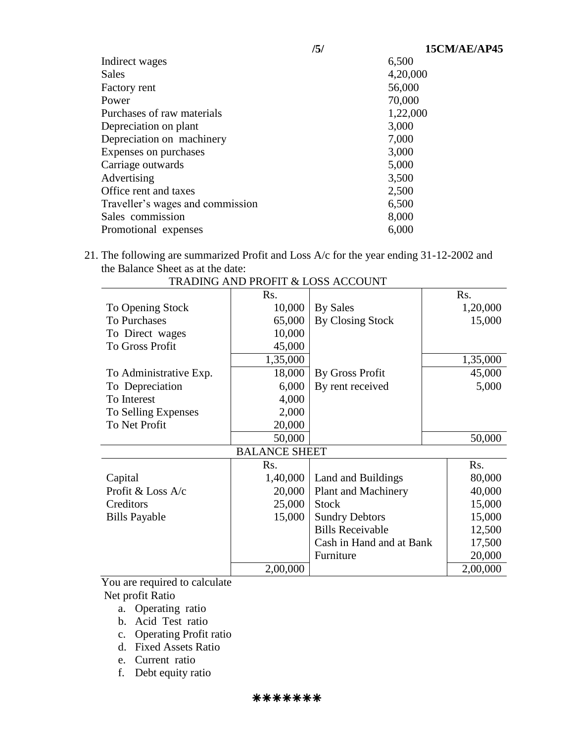| | |
|---|---|
| Indirect wages | 6,500 |
| Sales | 4,20,000 |
| Factory rent | 56,000 |
| Power | 70,000 |
| Purchases of raw materials | 1,22,000 |
| Depreciation on plant | 3,000 |
| Depreciation on machinery | 7,000 |
| Expenses on purchases | 3,000 |
| Carriage outwards | 5,000 |
| Advertising | 3,500 |
| Office rent and taxes | 2,500 |
| Traveller's wages and commission | 6,500 |
| Sales commission | 8,000 |
| Promotional expenses | 6,000 |

21. The following are summarized Profit and Loss A/c for the year ending 31-12-2002 and the Balance Sheet as at the date:

TRADING AND PROFIT & LOSS ACCOUNT

| | Rs. | | Rs. |
|---|---|---|---|
| To Opening Stock | 10,000 | By Sales | 1,20,000 |
| To Purchases | 65,000 | By Closing Stock | 15,000 |
| To Direct wages | 10,000 | | |
| To Gross Profit | 45,000 | | |
| | 1,35,000 | | 1,35,000 |
| To Administrative Exp. | 18,000 | By Gross Profit | 45,000 |
| To Depreciation | 6,000 | By rent received | 5,000 |
| To Interest | 4,000 | | |
| To Selling Expenses | 2,000 | | |
| To Net Profit | 20,000 | | |
| | 50,000 | | 50,000 |

BALANCE SHEET

| | Rs. | | Rs. |
|---|---|---|---|
| Capital | 1,40,000 | Land and Buildings | 80,000 |
| Profit & Loss A/c | 20,000 | Plant and Machinery | 40,000 |
| Creditors | 25,000 | Stock | 15,000 |
| Bills Payable | 15,000 | Sundry Debtors | 15,000 |
| | | Bills Receivable | 12,500 |
| | | Cash in Hand and at Bank | 17,500 |
| | | Furniture | 20,000 |
| | 2,00,000 | | 2,00,000 |

You are required to calculate

Net profit Ratio

a. Operating ratio
b. Acid Test ratio
c. Operating Profit ratio
d. Fixed Assets Ratio
e. Current ratio
f. Debt equity ratio

*******